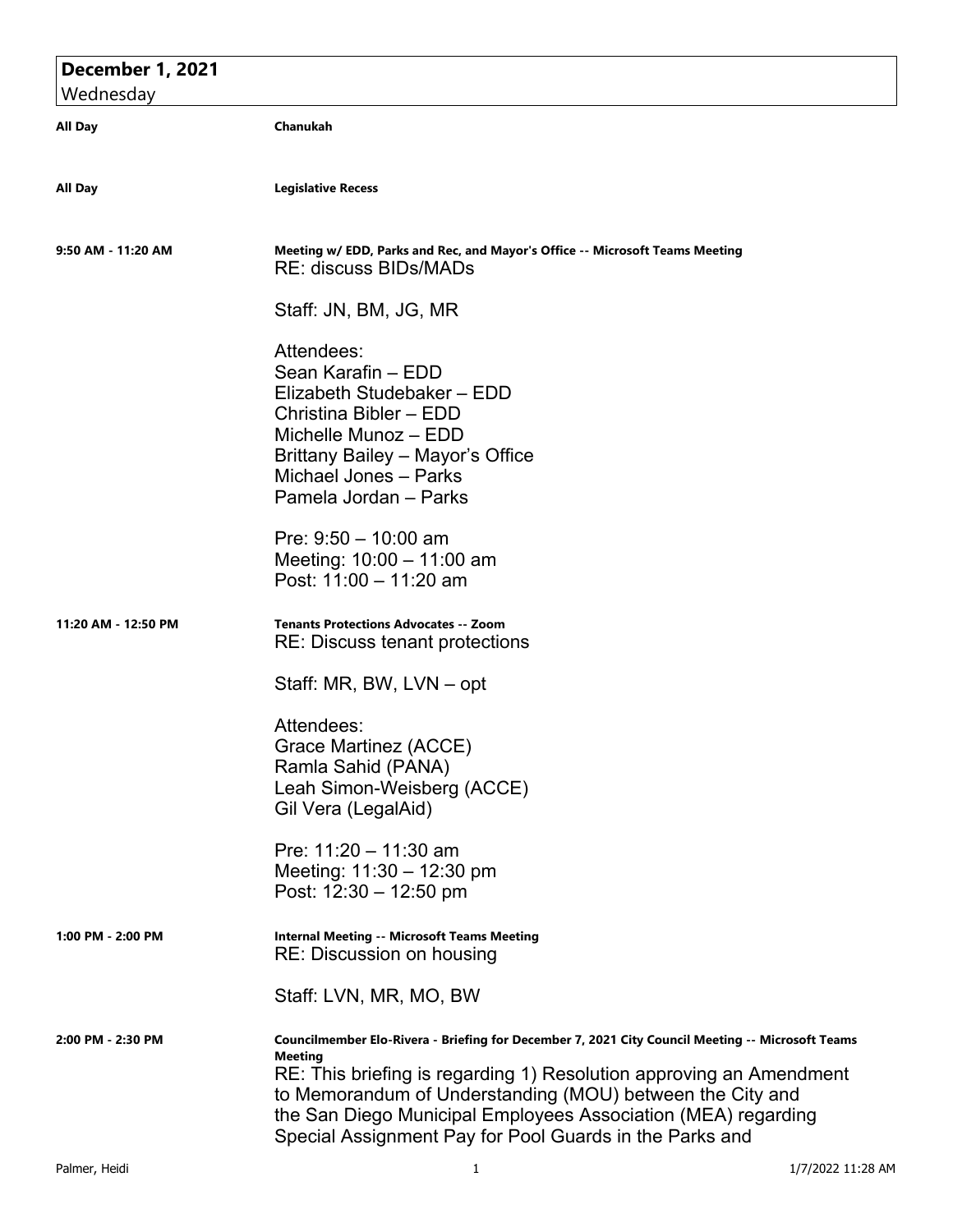## December 1, 2021
Wednesday

**All Day** — **Chanukah**

**All Day** — **Legislative Recess**

**9:50 AM - 11:20 AM** — **Meeting w/ EDD, Parks and Rec, and Mayor's Office -- Microsoft Teams Meeting**

RE: discuss BIDs/MADs

Staff: JN, BM, JG, MR

Attendees:
Sean Karafin – EDD
Elizabeth Studebaker – EDD
Christina Bibler – EDD
Michelle Munoz – EDD
Brittany Bailey – Mayor's Office
Michael Jones – Parks
Pamela Jordan – Parks

Pre: 9:50 – 10:00 am
Meeting: 10:00 – 11:00 am
Post: 11:00 – 11:20 am

**11:20 AM - 12:50 PM** — **Tenants Protections Advocates -- Zoom**

RE: Discuss tenant protections

Staff: MR, BW, LVN – opt

Attendees:
Grace Martinez (ACCE)
Ramla Sahid (PANA)
Leah Simon-Weisberg (ACCE)
Gil Vera (LegalAid)

Pre: 11:20 – 11:30 am
Meeting: 11:30 – 12:30 pm
Post: 12:30 – 12:50 pm

**1:00 PM - 2:00 PM** — **Internal Meeting -- Microsoft Teams Meeting**

RE: Discussion on housing

Staff: LVN, MR, MO, BW

**2:00 PM - 2:30 PM** — **Councilmember Elo-Rivera - Briefing for December 7, 2021 City Council Meeting -- Microsoft Teams Meeting**

RE: This briefing is regarding 1) Resolution approving an Amendment to Memorandum of Understanding (MOU) between the City and the San Diego Municipal Employees Association (MEA) regarding Special Assignment Pay for Pool Guards in the Parks and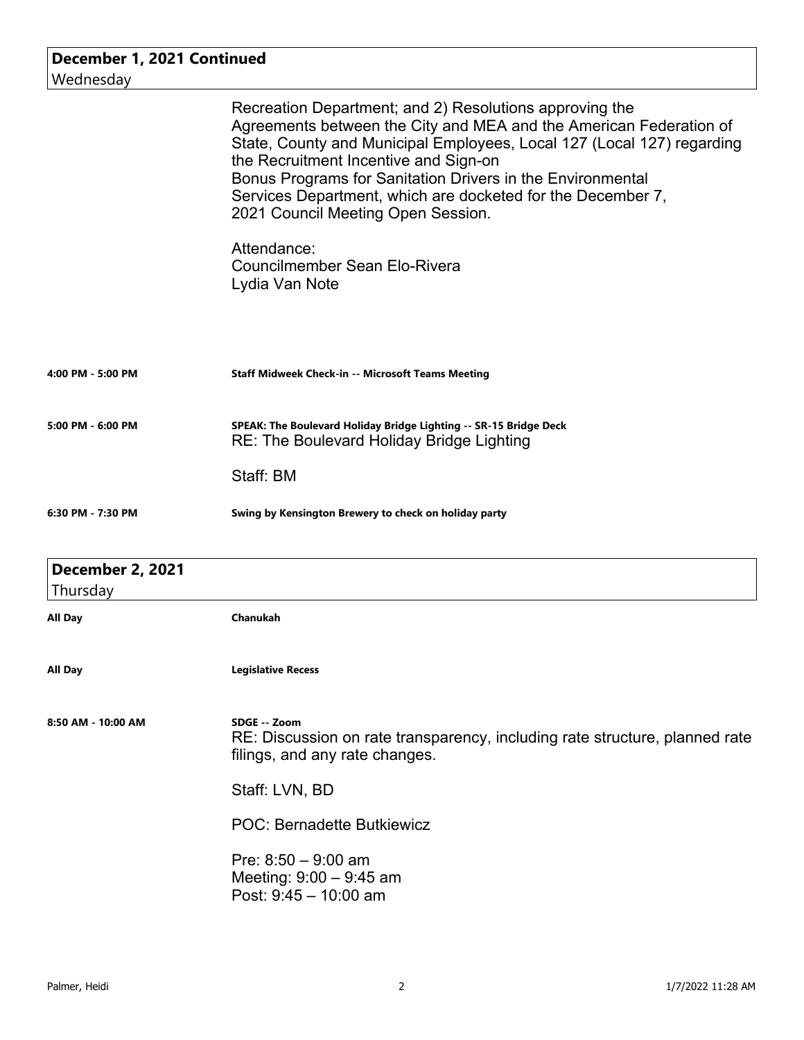## December 1, 2021 Continued

Wednesday

Recreation Department; and 2) Resolutions approving the Agreements between the City and MEA and the American Federation of State, County and Municipal Employees, Local 127 (Local 127) regarding the Recruitment Incentive and Sign-on Bonus Programs for Sanitation Drivers in the Environmental Services Department, which are docketed for the December 7, 2021 Council Meeting Open Session.

Attendance:
Councilmember Sean Elo-Rivera
Lydia Van Note

**4:00 PM - 5:00 PM** — **Staff Midweek Check-in -- Microsoft Teams Meeting**

**5:00 PM - 6:00 PM** — **SPEAK: The Boulevard Holiday Bridge Lighting -- SR-15 Bridge Deck**

RE: The Boulevard Holiday Bridge Lighting

Staff: BM

**6:30 PM - 7:30 PM** — **Swing by Kensington Brewery to check on holiday party**

## December 2, 2021

Thursday

**All Day** — **Chanukah**

**All Day** — **Legislative Recess**

**8:50 AM - 10:00 AM** — **SDGE -- Zoom**

RE: Discussion on rate transparency, including rate structure, planned rate filings, and any rate changes.

Staff: LVN, BD

POC: Bernadette Butkiewicz

Pre: 8:50 – 9:00 am
Meeting: 9:00 – 9:45 am
Post: 9:45 – 10:00 am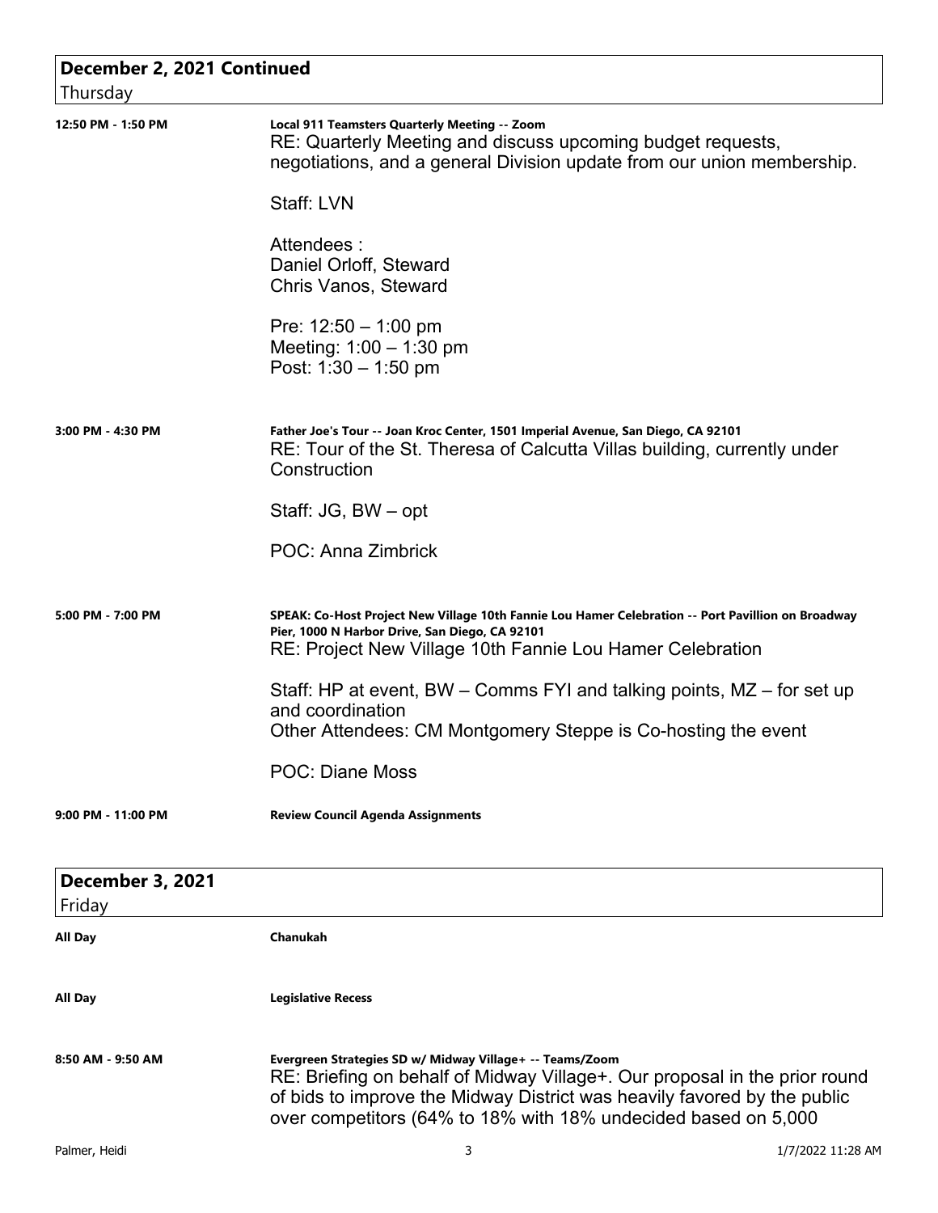## December 2, 2021 Continued
Thursday

**12:50 PM - 1:50 PM**

**Local 911 Teamsters Quarterly Meeting -- Zoom**
RE: Quarterly Meeting and discuss upcoming budget requests, negotiations, and a general Division update from our union membership.

Staff: LVN

Attendees :
Daniel Orloff, Steward
Chris Vanos, Steward

Pre: 12:50 – 1:00 pm
Meeting: 1:00 – 1:30 pm
Post: 1:30 – 1:50 pm

**3:00 PM - 4:30 PM**

**Father Joe's Tour -- Joan Kroc Center, 1501 Imperial Avenue, San Diego, CA 92101**
RE: Tour of the St. Theresa of Calcutta Villas building, currently under Construction

Staff: JG, BW – opt

POC: Anna Zimbrick

**5:00 PM - 7:00 PM**

**SPEAK: Co-Host Project New Village 10th Fannie Lou Hamer Celebration -- Port Pavillion on Broadway Pier, 1000 N Harbor Drive, San Diego, CA 92101**
RE: Project New Village 10th Fannie Lou Hamer Celebration

Staff: HP at event, BW – Comms FYI and talking points, MZ – for set up and coordination
Other Attendees: CM Montgomery Steppe is Co-hosting the event

POC: Diane Moss

**9:00 PM - 11:00 PM**

**Review Council Agenda Assignments**

## December 3, 2021
Friday

**All Day**

**Chanukah**

**All Day**

**Legislative Recess**

**8:50 AM - 9:50 AM**

**Evergreen Strategies SD w/ Midway Village+ -- Teams/Zoom**
RE: Briefing on behalf of Midway Village+. Our proposal in the prior round of bids to improve the Midway District was heavily favored by the public over competitors (64% to 18% with 18% undecided based on 5,000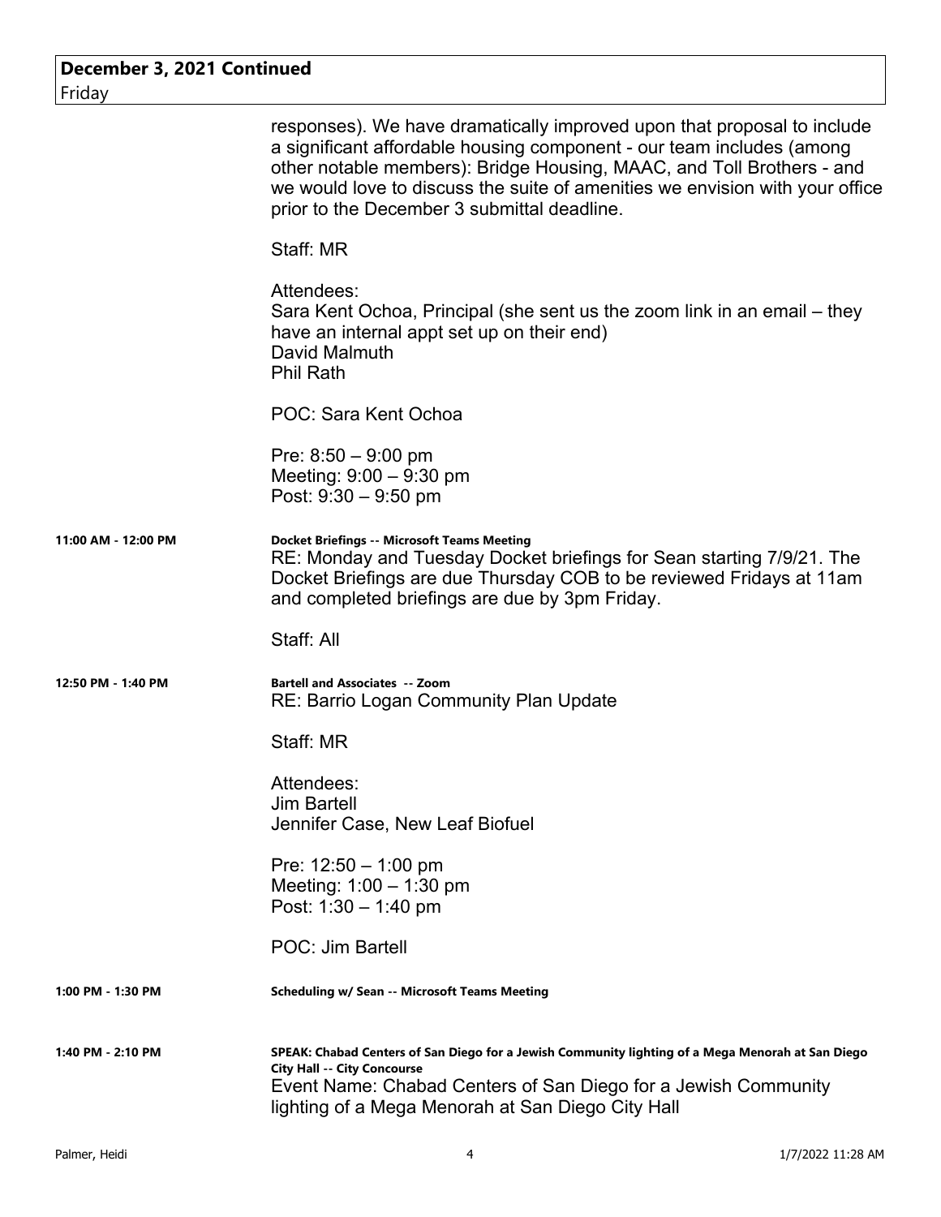**December 3, 2021 Continued**
Friday

responses). We have dramatically improved upon that proposal to include a significant affordable housing component - our team includes (among other notable members): Bridge Housing, MAAC, and Toll Brothers - and we would love to discuss the suite of amenities we envision with your office prior to the December 3 submittal deadline.

Staff: MR

Attendees:
Sara Kent Ochoa, Principal (she sent us the zoom link in an email – they have an internal appt set up on their end)
David Malmuth
Phil Rath

POC: Sara Kent Ochoa

Pre: 8:50 – 9:00 pm
Meeting: 9:00 – 9:30 pm
Post: 9:30 – 9:50 pm

**11:00 AM - 12:00 PM** — **Docket Briefings -- Microsoft Teams Meeting**

RE: Monday and Tuesday Docket briefings for Sean starting 7/9/21. The Docket Briefings are due Thursday COB to be reviewed Fridays at 11am and completed briefings are due by 3pm Friday.

Staff: All

**12:50 PM - 1:40 PM** — **Bartell and Associates -- Zoom**

RE: Barrio Logan Community Plan Update

Staff: MR

Attendees:
Jim Bartell
Jennifer Case, New Leaf Biofuel

Pre: 12:50 – 1:00 pm
Meeting: 1:00 – 1:30 pm
Post: 1:30 – 1:40 pm

POC: Jim Bartell

**1:00 PM - 1:30 PM** — **Scheduling w/ Sean -- Microsoft Teams Meeting**

**1:40 PM - 2:10 PM** — **SPEAK: Chabad Centers of San Diego for a Jewish Community lighting of a Mega Menorah at San Diego City Hall -- City Concourse**

Event Name: Chabad Centers of San Diego for a Jewish Community lighting of a Mega Menorah at San Diego City Hall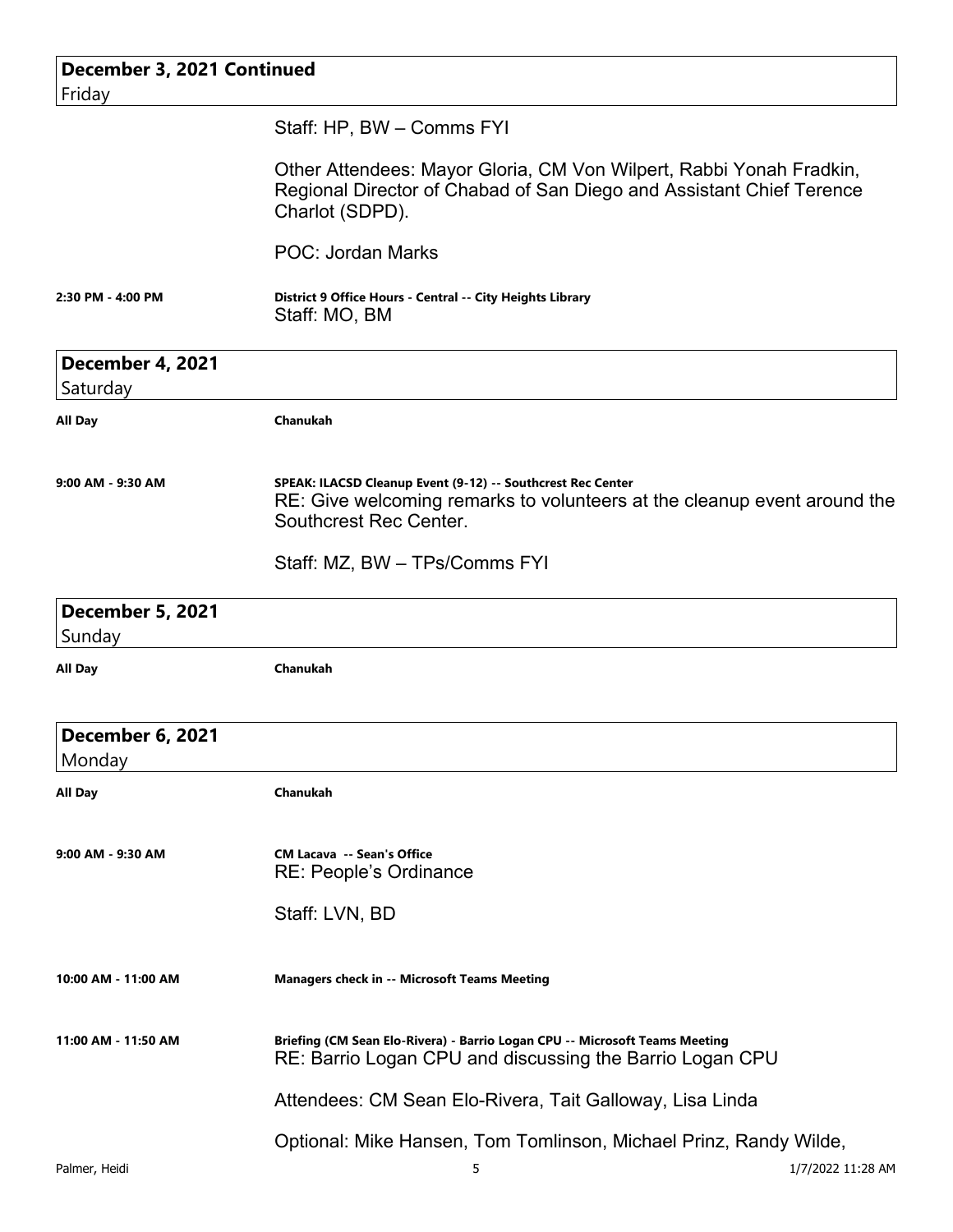## December 3, 2021 Continued
Friday

Staff: HP, BW – Comms FYI

Other Attendees: Mayor Gloria, CM Von Wilpert, Rabbi Yonah Fradkin, Regional Director of Chabad of San Diego and Assistant Chief Terence Charlot (SDPD).

POC: Jordan Marks

**2:30 PM - 4:00 PM** — **District 9 Office Hours - Central -- City Heights Library**
Staff: MO, BM

## December 4, 2021
Saturday

**All Day** — **Chanukah**

**9:00 AM - 9:30 AM** — **SPEAK: ILACSD Cleanup Event (9-12) -- Southcrest Rec Center**
RE: Give welcoming remarks to volunteers at the cleanup event around the Southcrest Rec Center.

Staff: MZ, BW – TPs/Comms FYI

## December 5, 2021
Sunday

**All Day** — **Chanukah**

## December 6, 2021
Monday

**All Day** — **Chanukah**

**9:00 AM - 9:30 AM** — **CM Lacava -- Sean's Office**
RE: People's Ordinance

Staff: LVN, BD

**10:00 AM - 11:00 AM** — **Managers check in -- Microsoft Teams Meeting**

**11:00 AM - 11:50 AM** — **Briefing (CM Sean Elo-Rivera) - Barrio Logan CPU -- Microsoft Teams Meeting**
RE: Barrio Logan CPU and discussing the Barrio Logan CPU

Attendees: CM Sean Elo-Rivera, Tait Galloway, Lisa Linda

Optional: Mike Hansen, Tom Tomlinson, Michael Prinz, Randy Wilde,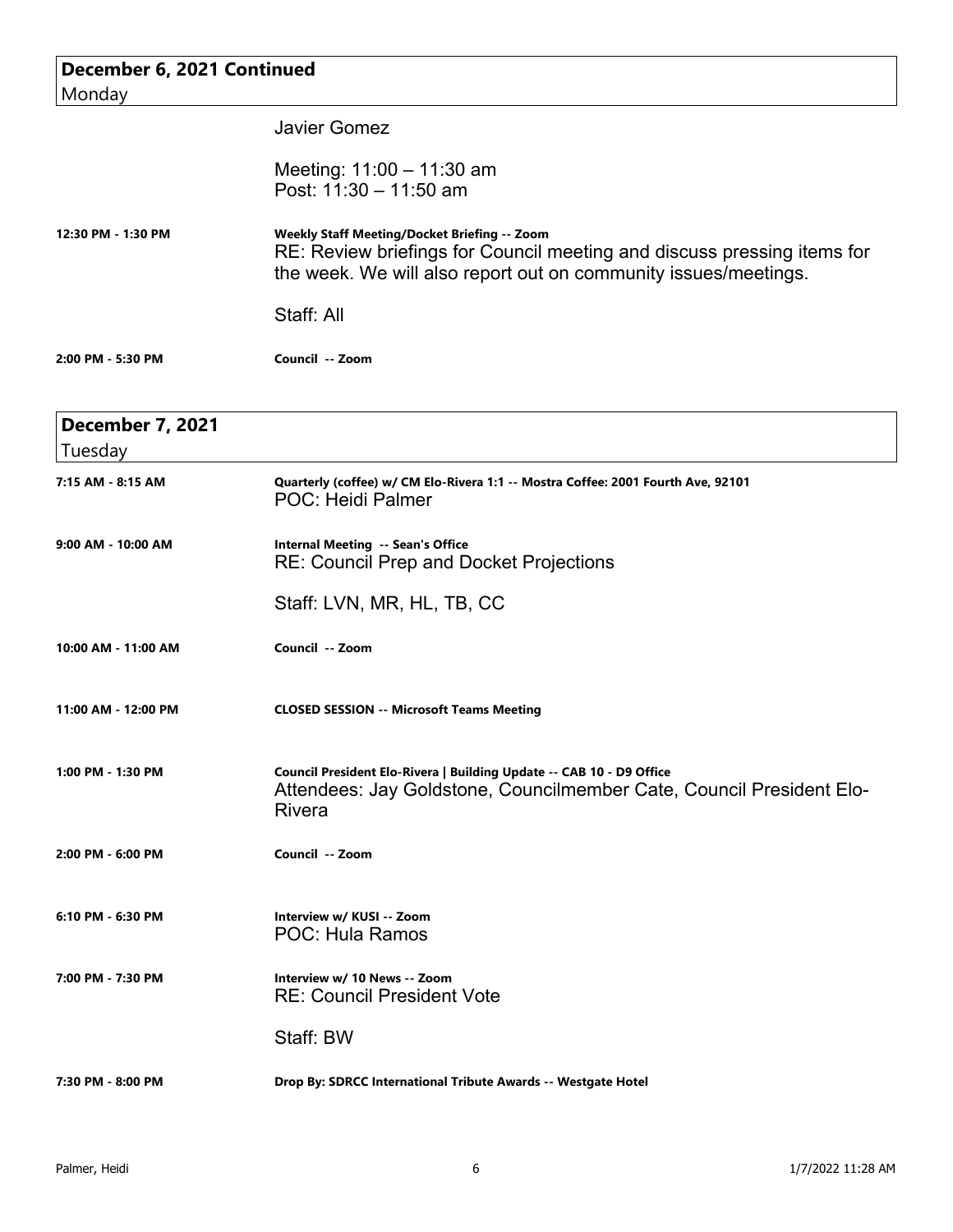## December 6, 2021 Continued
Monday

Javier Gomez

Meeting: 11:00 – 11:30 am
Post: 11:30 – 11:50 am

**12:30 PM - 1:30 PM** — **Weekly Staff Meeting/Docket Briefing -- Zoom**
RE: Review briefings for Council meeting and discuss pressing items for the week. We will also report out on community issues/meetings.

Staff: All

**2:00 PM - 5:30 PM** — **Council -- Zoom**

## December 7, 2021
Tuesday

**7:15 AM - 8:15 AM** — **Quarterly (coffee) w/ CM Elo-Rivera 1:1 -- Mostra Coffee: 2001 Fourth Ave, 92101**
POC: Heidi Palmer

**9:00 AM - 10:00 AM** — **Internal Meeting -- Sean's Office**
RE: Council Prep and Docket Projections

Staff: LVN, MR, HL, TB, CC

**10:00 AM - 11:00 AM** — **Council -- Zoom**

**11:00 AM - 12:00 PM** — **CLOSED SESSION -- Microsoft Teams Meeting**

**1:00 PM - 1:30 PM** — **Council President Elo-Rivera | Building Update -- CAB 10 - D9 Office**
Attendees: Jay Goldstone, Councilmember Cate, Council President Elo-Rivera

**2:00 PM - 6:00 PM** — **Council -- Zoom**

**6:10 PM - 6:30 PM** — **Interview w/ KUSI -- Zoom**
POC: Hula Ramos

**7:00 PM - 7:30 PM** — **Interview w/ 10 News -- Zoom**
RE: Council President Vote

Staff: BW

**7:30 PM - 8:00 PM** — **Drop By: SDRCC International Tribute Awards -- Westgate Hotel**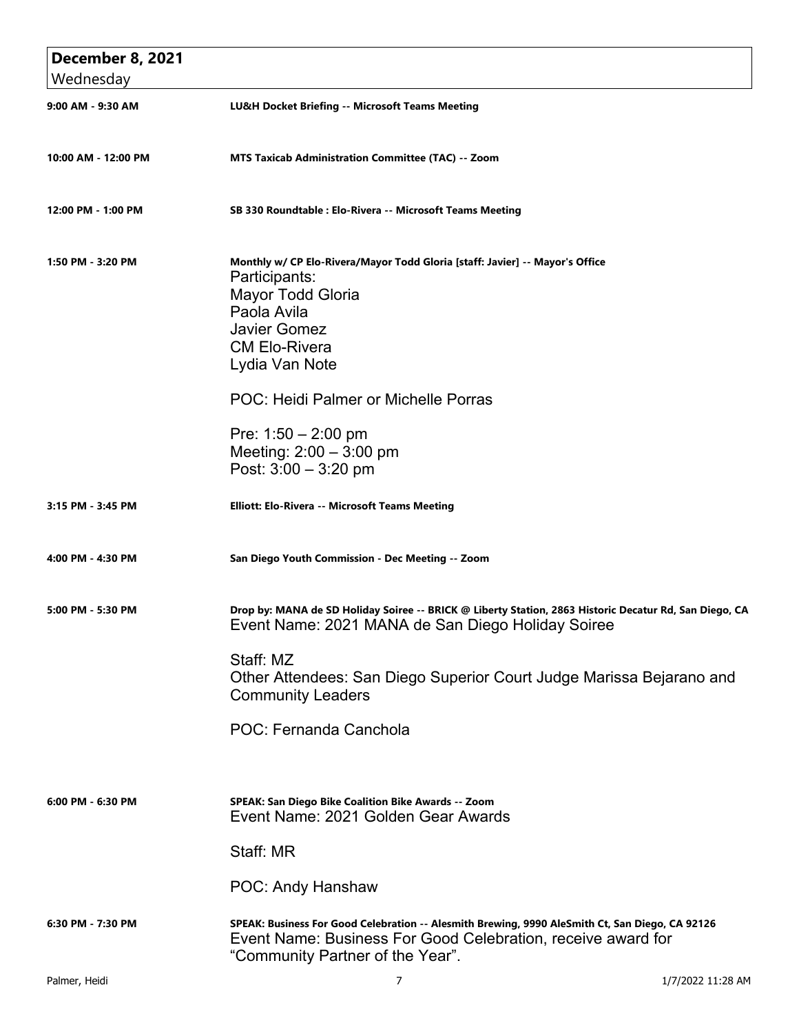## December 8, 2021

Wednesday

**9:00 AM - 9:30 AM** — **LU&H Docket Briefing -- Microsoft Teams Meeting**

**10:00 AM - 12:00 PM** — **MTS Taxicab Administration Committee (TAC) -- Zoom**

**12:00 PM - 1:00 PM** — **SB 330 Roundtable : Elo-Rivera -- Microsoft Teams Meeting**

**1:50 PM - 3:20 PM** — **Monthly w/ CP Elo-Rivera/Mayor Todd Gloria [staff: Javier] -- Mayor's Office**

Participants:
Mayor Todd Gloria
Paola Avila
Javier Gomez
CM Elo-Rivera
Lydia Van Note

POC: Heidi Palmer or Michelle Porras

Pre: 1:50 – 2:00 pm
Meeting: 2:00 – 3:00 pm
Post: 3:00 – 3:20 pm

**3:15 PM - 3:45 PM** — **Elliott: Elo-Rivera -- Microsoft Teams Meeting**

**4:00 PM - 4:30 PM** — **San Diego Youth Commission - Dec Meeting -- Zoom**

**5:00 PM - 5:30 PM** — **Drop by: MANA de SD Holiday Soiree -- BRICK @ Liberty Station, 2863 Historic Decatur Rd, San Diego, CA**

Event Name: 2021 MANA de San Diego Holiday Soiree

Staff: MZ
Other Attendees: San Diego Superior Court Judge Marissa Bejarano and Community Leaders

POC: Fernanda Canchola

**6:00 PM - 6:30 PM** — **SPEAK: San Diego Bike Coalition Bike Awards -- Zoom**

Event Name: 2021 Golden Gear Awards

Staff: MR

POC: Andy Hanshaw

**6:30 PM - 7:30 PM** — **SPEAK: Business For Good Celebration -- Alesmith Brewing, 9990 AleSmith Ct, San Diego, CA 92126**

Event Name: Business For Good Celebration, receive award for "Community Partner of the Year".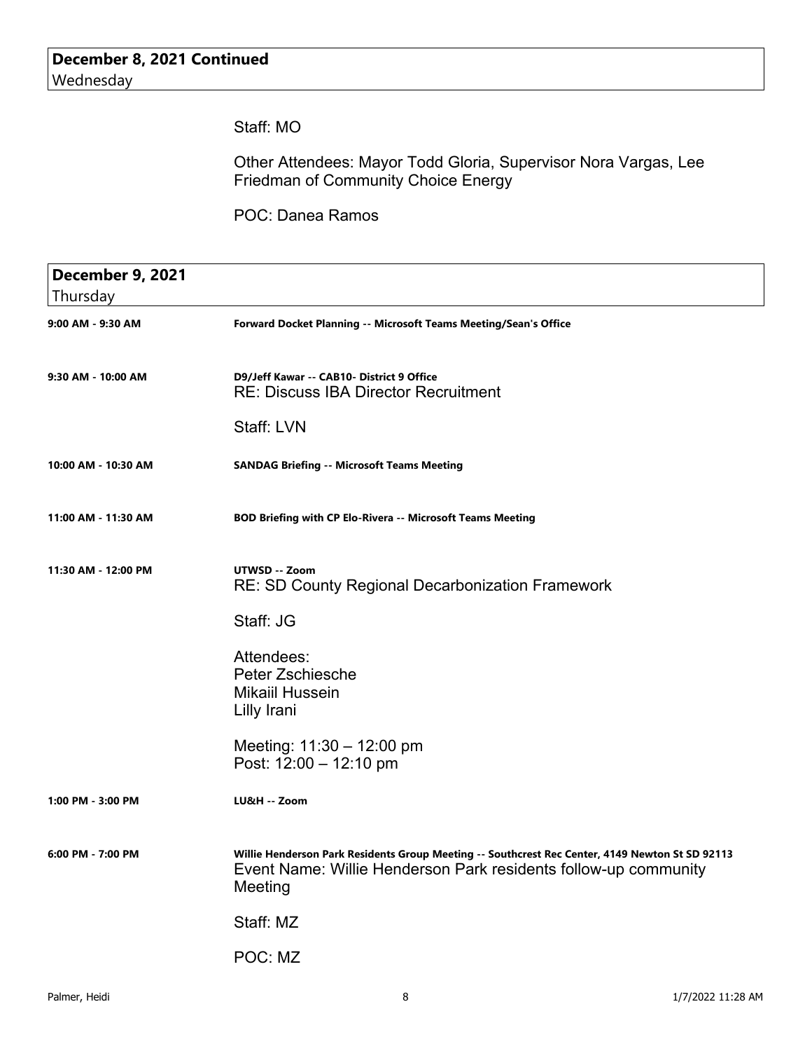## December 8, 2021 Continued
Wednesday

Staff: MO

Other Attendees: Mayor Todd Gloria, Supervisor Nora Vargas, Lee Friedman of Community Choice Energy

POC: Danea Ramos

## December 9, 2021
Thursday

**9:00 AM - 9:30 AM** — **Forward Docket Planning -- Microsoft Teams Meeting/Sean's Office**

**9:30 AM - 10:00 AM** — **D9/Jeff Kawar -- CAB10- District 9 Office**

RE: Discuss IBA Director Recruitment

Staff: LVN

**10:00 AM - 10:30 AM** — **SANDAG Briefing -- Microsoft Teams Meeting**

**11:00 AM - 11:30 AM** — **BOD Briefing with CP Elo-Rivera -- Microsoft Teams Meeting**

**11:30 AM - 12:00 PM** — **UTWSD -- Zoom**

RE: SD County Regional Decarbonization Framework

Staff: JG

Attendees:
Peter Zschiesche
Mikaiil Hussein
Lilly Irani

Meeting: 11:30 – 12:00 pm
Post: 12:00 – 12:10 pm

**1:00 PM - 3:00 PM** — **LU&H -- Zoom**

**6:00 PM - 7:00 PM** — **Willie Henderson Park Residents Group Meeting -- Southcrest Rec Center, 4149 Newton St SD 92113**

Event Name: Willie Henderson Park residents follow-up community Meeting

Staff: MZ

POC: MZ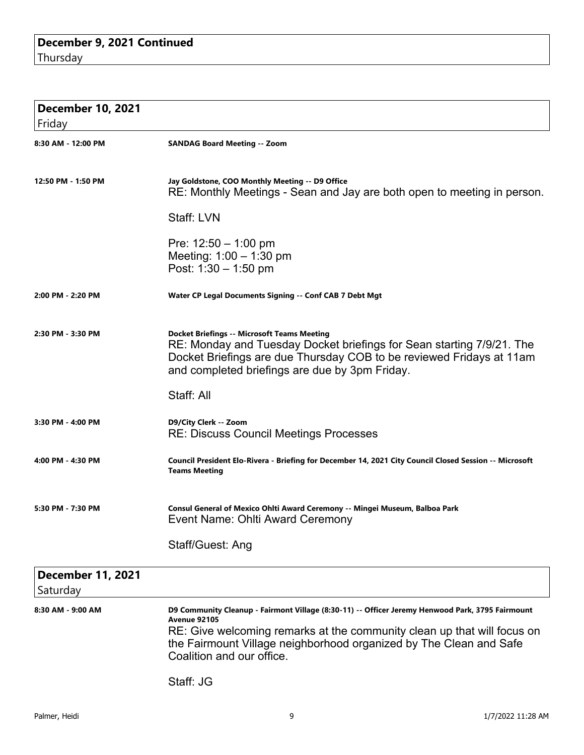## December 9, 2021 Continued
Thursday

## December 10, 2021
Friday

**8:30 AM - 12:00 PM** — **SANDAG Board Meeting -- Zoom**

**12:50 PM - 1:50 PM** — **Jay Goldstone, COO Monthly Meeting -- D9 Office**

RE: Monthly Meetings - Sean and Jay are both open to meeting in person.

Staff: LVN

Pre: 12:50 – 1:00 pm
Meeting: 1:00 – 1:30 pm
Post: 1:30 – 1:50 pm

**2:00 PM - 2:20 PM** — **Water CP Legal Documents Signing -- Conf CAB 7 Debt Mgt**

**2:30 PM - 3:30 PM** — **Docket Briefings -- Microsoft Teams Meeting**

RE: Monday and Tuesday Docket briefings for Sean starting 7/9/21. The Docket Briefings are due Thursday COB to be reviewed Fridays at 11am and completed briefings are due by 3pm Friday.

Staff: All

**3:30 PM - 4:00 PM** — **D9/City Clerk -- Zoom**

RE: Discuss Council Meetings Processes

**4:00 PM - 4:30 PM** — **Council President Elo-Rivera - Briefing for December 14, 2021 City Council Closed Session -- Microsoft Teams Meeting**

**5:30 PM - 7:30 PM** — **Consul General of Mexico Ohlti Award Ceremony -- Mingei Museum, Balboa Park**

Event Name: Ohlti Award Ceremony

Staff/Guest: Ang

## December 11, 2021
Saturday

**8:30 AM - 9:00 AM** — **D9 Community Cleanup - Fairmont Village (8:30-11) -- Officer Jeremy Henwood Park, 3795 Fairmount Avenue 92105**

RE: Give welcoming remarks at the community clean up that will focus on the Fairmount Village neighborhood organized by The Clean and Safe Coalition and our office.

Staff: JG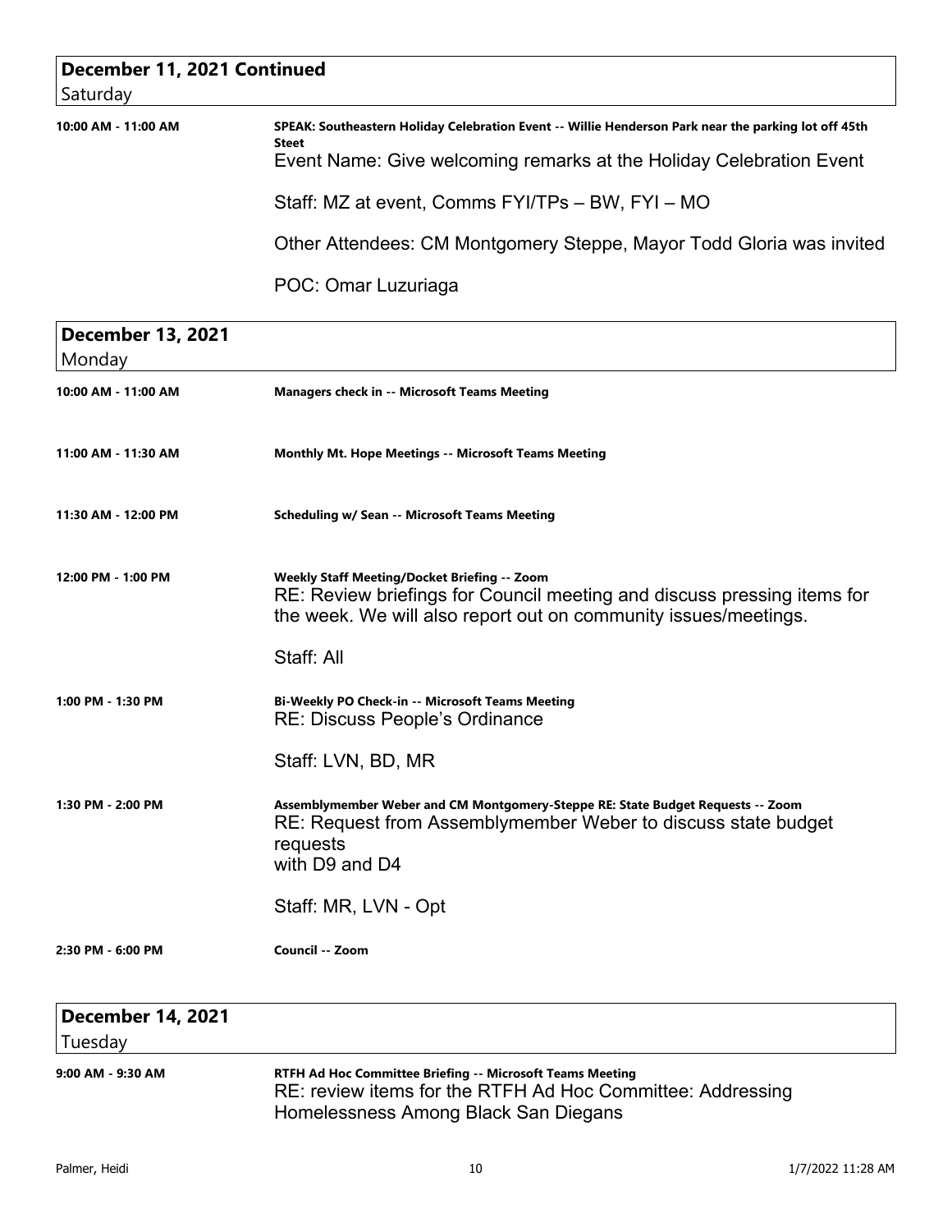## December 11, 2021 Continued
Saturday

**10:00 AM - 11:00 AM**

**SPEAK: Southeastern Holiday Celebration Event -- Willie Henderson Park near the parking lot off 45th Steet**

Event Name: Give welcoming remarks at the Holiday Celebration Event

Staff: MZ at event, Comms FYI/TPs – BW, FYI – MO

Other Attendees: CM Montgomery Steppe, Mayor Todd Gloria was invited

POC: Omar Luzuriaga

## December 13, 2021
Monday

**10:00 AM - 11:00 AM**

**Managers check in -- Microsoft Teams Meeting**

**11:00 AM - 11:30 AM**

**Monthly Mt. Hope Meetings -- Microsoft Teams Meeting**

**11:30 AM - 12:00 PM**

**Scheduling w/ Sean -- Microsoft Teams Meeting**

**12:00 PM - 1:00 PM**

**Weekly Staff Meeting/Docket Briefing -- Zoom**

RE: Review briefings for Council meeting and discuss pressing items for the week. We will also report out on community issues/meetings.

Staff: All

**1:00 PM - 1:30 PM**

**Bi-Weekly PO Check-in -- Microsoft Teams Meeting**

RE: Discuss People's Ordinance

Staff: LVN, BD, MR

**1:30 PM - 2:00 PM**

**Assemblymember Weber and CM Montgomery-Steppe RE: State Budget Requests -- Zoom**

RE: Request from Assemblymember Weber to discuss state budget requests
with D9 and D4

Staff: MR, LVN - Opt

**2:30 PM - 6:00 PM**

**Council -- Zoom**

## December 14, 2021
Tuesday

**9:00 AM - 9:30 AM**

**RTFH Ad Hoc Committee Briefing -- Microsoft Teams Meeting**

RE: review items for the RTFH Ad Hoc Committee: Addressing Homelessness Among Black San Diegans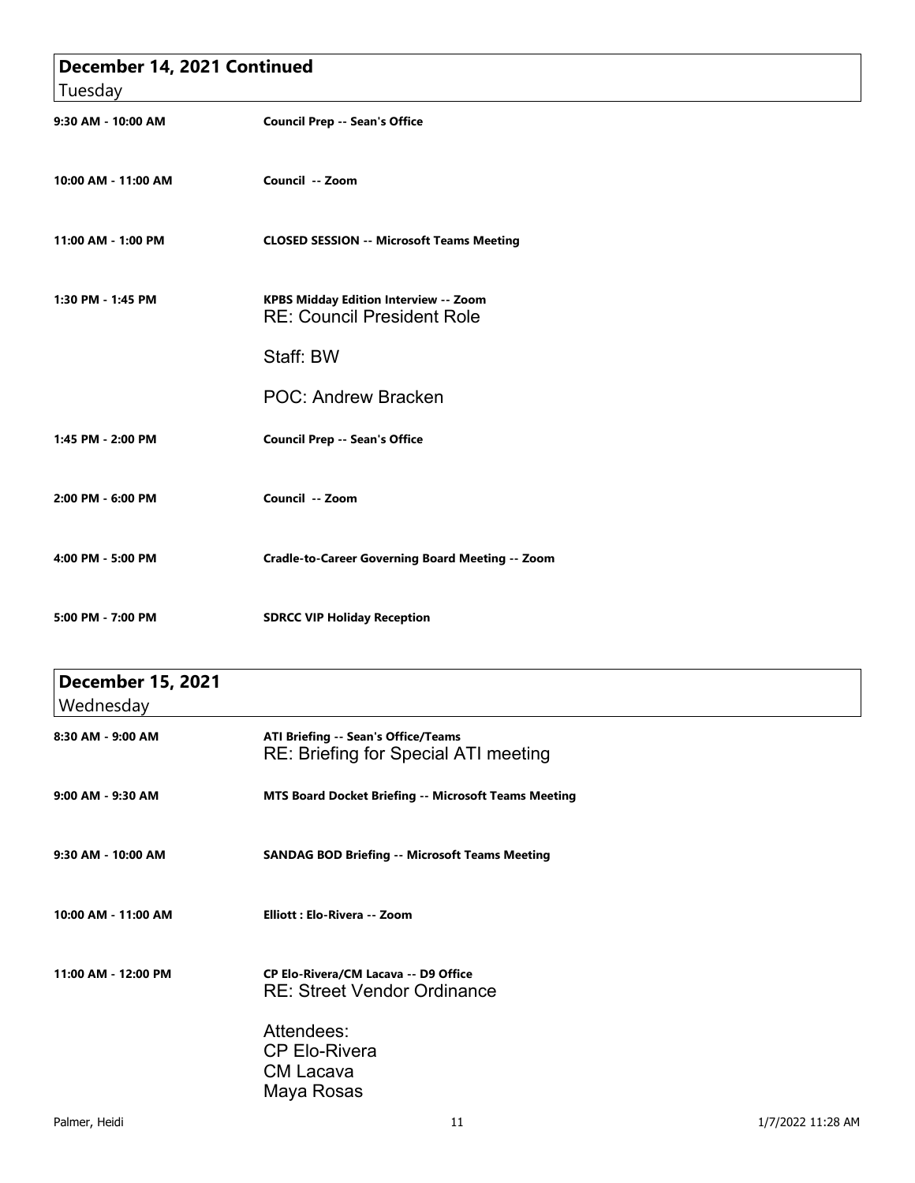## December 14, 2021 Continued
Tuesday

**9:30 AM - 10:00 AM** — **Council Prep -- Sean's Office**

**10:00 AM - 11:00 AM** — **Council -- Zoom**

**11:00 AM - 1:00 PM** — **CLOSED SESSION -- Microsoft Teams Meeting**

**1:30 PM - 1:45 PM** — **KPBS Midday Edition Interview -- Zoom**

RE: Council President Role

Staff: BW

POC: Andrew Bracken

**1:45 PM - 2:00 PM** — **Council Prep -- Sean's Office**

**2:00 PM - 6:00 PM** — **Council -- Zoom**

**4:00 PM - 5:00 PM** — **Cradle-to-Career Governing Board Meeting -- Zoom**

**5:00 PM - 7:00 PM** — **SDRCC VIP Holiday Reception**

## December 15, 2021
Wednesday

**8:30 AM - 9:00 AM** — **ATI Briefing -- Sean's Office/Teams**

RE: Briefing for Special ATI meeting

**9:00 AM - 9:30 AM** — **MTS Board Docket Briefing -- Microsoft Teams Meeting**

**9:30 AM - 10:00 AM** — **SANDAG BOD Briefing -- Microsoft Teams Meeting**

**10:00 AM - 11:00 AM** — **Elliott : Elo-Rivera -- Zoom**

**11:00 AM - 12:00 PM** — **CP Elo-Rivera/CM Lacava -- D9 Office**

RE: Street Vendor Ordinance

Attendees:
CP Elo-Rivera
CM Lacava
Maya Rosas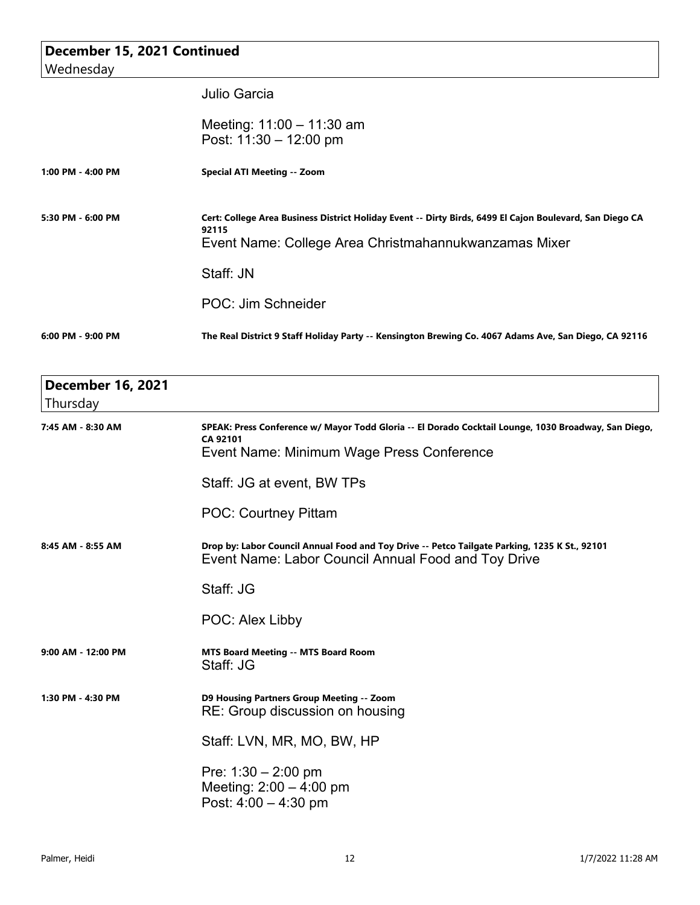## December 15, 2021 Continued
Wednesday

Julio Garcia

Meeting: 11:00 – 11:30 am
Post: 11:30 – 12:00 pm

**1:00 PM - 4:00 PM** — **Special ATI Meeting -- Zoom**

**5:30 PM - 6:00 PM** — **Cert: College Area Business District Holiday Event -- Dirty Birds, 6499 El Cajon Boulevard, San Diego CA 92115**

Event Name: College Area Christmahannukwanzamas Mixer

Staff: JN

POC: Jim Schneider

**6:00 PM - 9:00 PM** — **The Real District 9 Staff Holiday Party -- Kensington Brewing Co. 4067 Adams Ave, San Diego, CA 92116**

## December 16, 2021
Thursday

**7:45 AM - 8:30 AM** — **SPEAK: Press Conference w/ Mayor Todd Gloria -- El Dorado Cocktail Lounge, 1030 Broadway, San Diego, CA 92101**

Event Name: Minimum Wage Press Conference

Staff: JG at event, BW TPs

POC: Courtney Pittam

**8:45 AM - 8:55 AM** — **Drop by: Labor Council Annual Food and Toy Drive -- Petco Tailgate Parking, 1235 K St., 92101**

Event Name: Labor Council Annual Food and Toy Drive

Staff: JG

POC: Alex Libby

**9:00 AM - 12:00 PM** — **MTS Board Meeting -- MTS Board Room**

Staff: JG

**1:30 PM - 4:30 PM** — **D9 Housing Partners Group Meeting -- Zoom**

RE: Group discussion on housing

Staff: LVN, MR, MO, BW, HP

Pre: 1:30 – 2:00 pm
Meeting: 2:00 – 4:00 pm
Post: 4:00 – 4:30 pm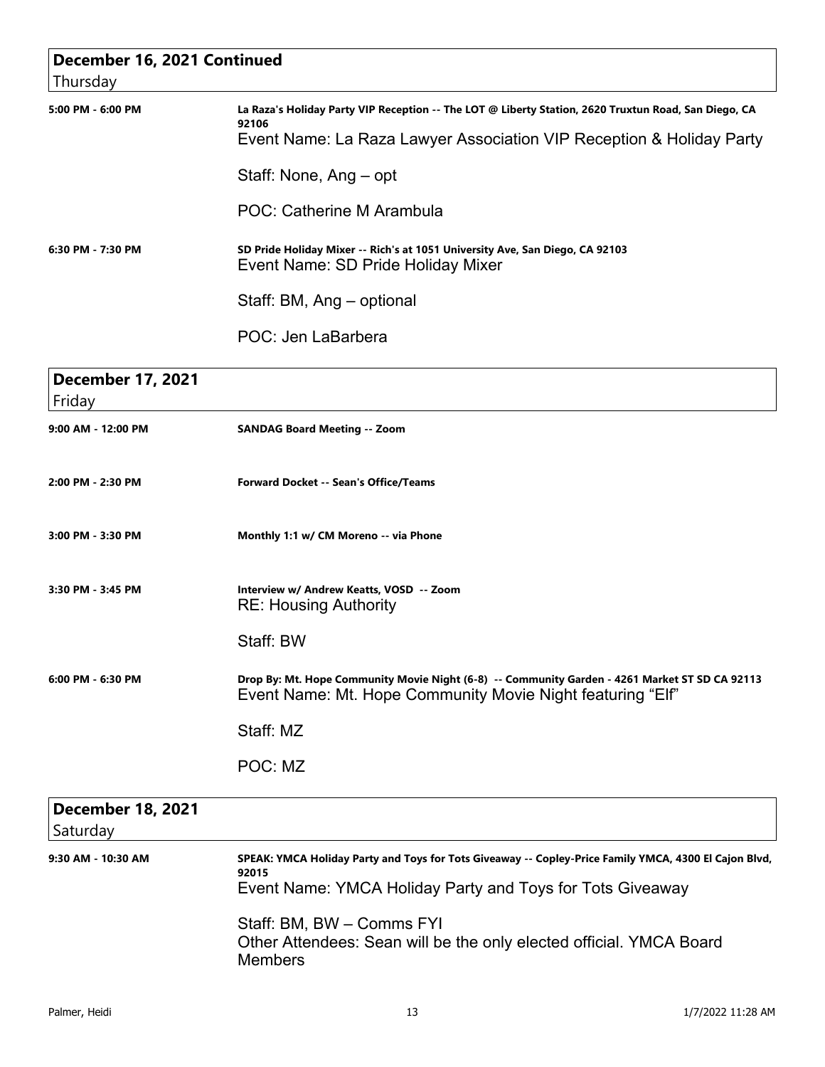## December 16, 2021 Continued
Thursday

**5:00 PM - 6:00 PM**
**La Raza's Holiday Party VIP Reception -- The LOT @ Liberty Station, 2620 Truxtun Road, San Diego, CA 92106**
Event Name: La Raza Lawyer Association VIP Reception & Holiday Party

Staff: None, Ang – opt

POC: Catherine M Arambula

**6:30 PM - 7:30 PM**
**SD Pride Holiday Mixer -- Rich's at 1051 University Ave, San Diego, CA 92103**
Event Name: SD Pride Holiday Mixer

Staff: BM, Ang – optional

POC: Jen LaBarbera

## December 17, 2021
Friday

**9:00 AM - 12:00 PM**
**SANDAG Board Meeting -- Zoom**

**2:00 PM - 2:30 PM**
**Forward Docket -- Sean's Office/Teams**

**3:00 PM - 3:30 PM**
**Monthly 1:1 w/ CM Moreno -- via Phone**

**3:30 PM - 3:45 PM**
**Interview w/ Andrew Keatts, VOSD -- Zoom**
RE: Housing Authority

Staff: BW

**6:00 PM - 6:30 PM**
**Drop By: Mt. Hope Community Movie Night (6-8) -- Community Garden - 4261 Market ST SD CA 92113**
Event Name: Mt. Hope Community Movie Night featuring "Elf"

Staff: MZ

POC: MZ

## December 18, 2021
Saturday

**9:30 AM - 10:30 AM**
**SPEAK: YMCA Holiday Party and Toys for Tots Giveaway -- Copley-Price Family YMCA, 4300 El Cajon Blvd, 92015**
Event Name: YMCA Holiday Party and Toys for Tots Giveaway

Staff: BM, BW – Comms FYI
Other Attendees: Sean will be the only elected official. YMCA Board Members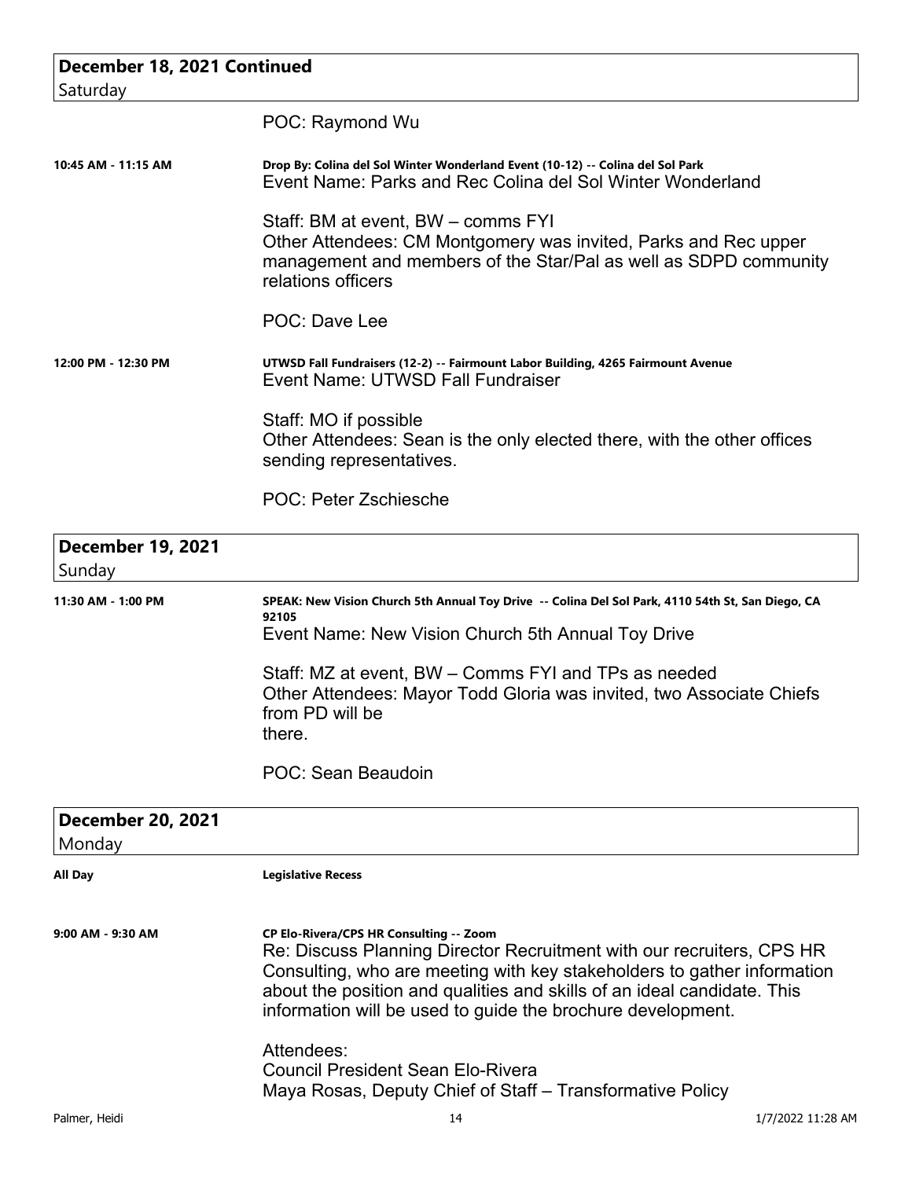## December 18, 2021 Continued

Saturday

POC: Raymond Wu

**10:45 AM - 11:15 AM**

**Drop By: Colina del Sol Winter Wonderland Event (10-12) -- Colina del Sol Park**
Event Name: Parks and Rec Colina del Sol Winter Wonderland

Staff: BM at event, BW – comms FYI
Other Attendees: CM Montgomery was invited, Parks and Rec upper management and members of the Star/Pal as well as SDPD community relations officers

POC: Dave Lee

**12:00 PM - 12:30 PM**

**UTWSD Fall Fundraisers (12-2) -- Fairmount Labor Building, 4265 Fairmount Avenue**
Event Name: UTWSD Fall Fundraiser

Staff: MO if possible
Other Attendees: Sean is the only elected there, with the other offices sending representatives.

POC: Peter Zschiesche

## December 19, 2021

Sunday

**11:30 AM - 1:00 PM**

**SPEAK: New Vision Church 5th Annual Toy Drive -- Colina Del Sol Park, 4110 54th St, San Diego, CA 92105**
Event Name: New Vision Church 5th Annual Toy Drive

Staff: MZ at event, BW – Comms FYI and TPs as needed
Other Attendees: Mayor Todd Gloria was invited, two Associate Chiefs from PD will be
there.

POC: Sean Beaudoin

## December 20, 2021

Monday

**All Day**

**Legislative Recess**

**9:00 AM - 9:30 AM**

**CP Elo-Rivera/CPS HR Consulting -- Zoom**
Re: Discuss Planning Director Recruitment with our recruiters, CPS HR Consulting, who are meeting with key stakeholders to gather information about the position and qualities and skills of an ideal candidate. This information will be used to guide the brochure development.

Attendees:
Council President Sean Elo-Rivera
Maya Rosas, Deputy Chief of Staff – Transformative Policy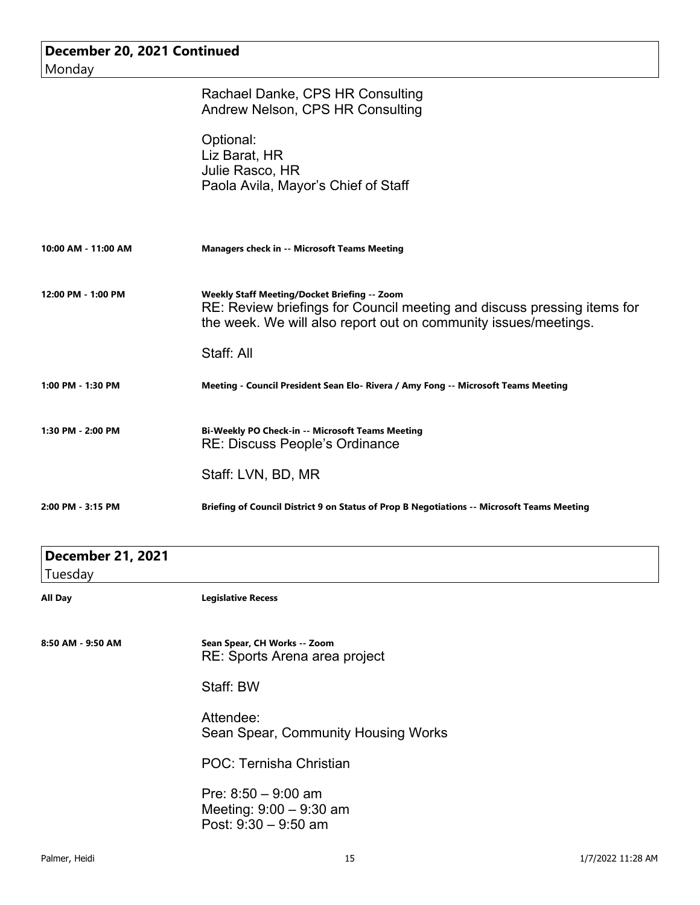## December 20, 2021 Continued

Monday

Rachael Danke, CPS HR Consulting
Andrew Nelson, CPS HR Consulting

Optional:
Liz Barat, HR
Julie Rasco, HR
Paola Avila, Mayor's Chief of Staff

**10:00 AM - 11:00 AM** — **Managers check in -- Microsoft Teams Meeting**

**12:00 PM - 1:00 PM** — **Weekly Staff Meeting/Docket Briefing -- Zoom**
RE: Review briefings for Council meeting and discuss pressing items for the week. We will also report out on community issues/meetings.

Staff: All

**1:00 PM - 1:30 PM** — **Meeting - Council President Sean Elo- Rivera / Amy Fong -- Microsoft Teams Meeting**

**1:30 PM - 2:00 PM** — **Bi-Weekly PO Check-in -- Microsoft Teams Meeting**
RE: Discuss People's Ordinance

Staff: LVN, BD, MR

**2:00 PM - 3:15 PM** — **Briefing of Council District 9 on Status of Prop B Negotiations -- Microsoft Teams Meeting**

## December 21, 2021

Tuesday

**All Day** — **Legislative Recess**

**8:50 AM - 9:50 AM** — **Sean Spear, CH Works -- Zoom**
RE: Sports Arena area project

Staff: BW

Attendee:
Sean Spear, Community Housing Works

POC: Ternisha Christian

Pre: 8:50 – 9:00 am
Meeting: 9:00 – 9:30 am
Post: 9:30 – 9:50 am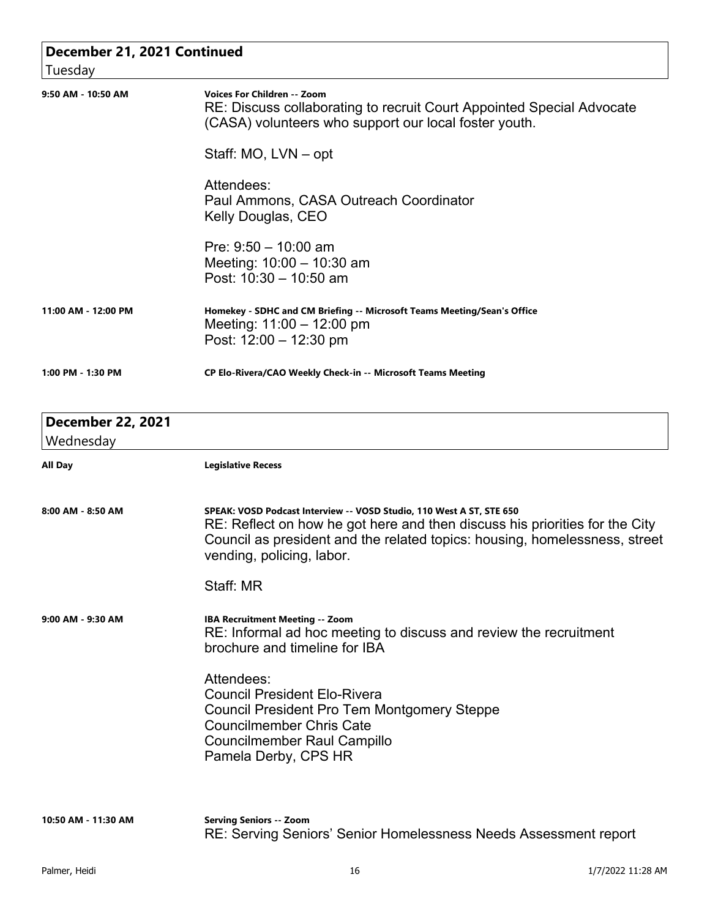## December 21, 2021 Continued

Tuesday

**9:50 AM - 10:50 AM** — **Voices For Children -- Zoom**

RE: Discuss collaborating to recruit Court Appointed Special Advocate (CASA) volunteers who support our local foster youth.

Staff: MO, LVN – opt

Attendees:
Paul Ammons, CASA Outreach Coordinator
Kelly Douglas, CEO

Pre: 9:50 – 10:00 am
Meeting: 10:00 – 10:30 am
Post: 10:30 – 10:50 am

**11:00 AM - 12:00 PM** — **Homekey - SDHC and CM Briefing -- Microsoft Teams Meeting/Sean's Office**

Meeting: 11:00 – 12:00 pm
Post: 12:00 – 12:30 pm

**1:00 PM - 1:30 PM** — **CP Elo-Rivera/CAO Weekly Check-in -- Microsoft Teams Meeting**

## December 22, 2021

Wednesday

**All Day** — **Legislative Recess**

**8:00 AM - 8:50 AM** — **SPEAK: VOSD Podcast Interview -- VOSD Studio, 110 West A ST, STE 650**

RE: Reflect on how he got here and then discuss his priorities for the City Council as president and the related topics: housing, homelessness, street vending, policing, labor.

Staff: MR

**9:00 AM - 9:30 AM** — **IBA Recruitment Meeting -- Zoom**

RE: Informal ad hoc meeting to discuss and review the recruitment brochure and timeline for IBA

Attendees:
Council President Elo-Rivera
Council President Pro Tem Montgomery Steppe
Councilmember Chris Cate
Councilmember Raul Campillo
Pamela Derby, CPS HR

**10:50 AM - 11:30 AM** — **Serving Seniors -- Zoom**

RE: Serving Seniors' Senior Homelessness Needs Assessment report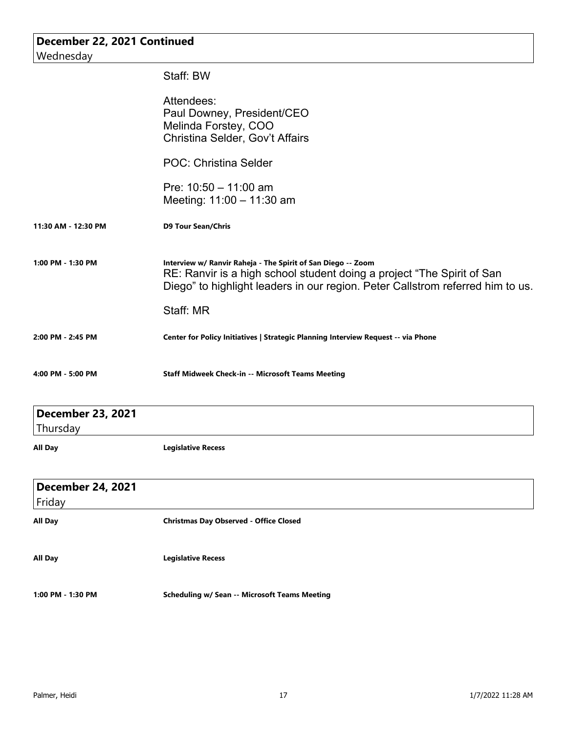## December 22, 2021 Continued

Wednesday

Staff: BW

Attendees:
Paul Downey, President/CEO
Melinda Forstey, COO
Christina Selder, Gov't Affairs

POC: Christina Selder

Pre: 10:50 – 11:00 am
Meeting: 11:00 – 11:30 am

**11:30 AM - 12:30 PM** — **D9 Tour Sean/Chris**

**1:00 PM - 1:30 PM** — **Interview w/ Ranvir Raheja - The Spirit of San Diego -- Zoom**

RE: Ranvir is a high school student doing a project "The Spirit of San Diego" to highlight leaders in our region. Peter Callstrom referred him to us.

Staff: MR

**2:00 PM - 2:45 PM** — **Center for Policy Initiatives | Strategic Planning Interview Request -- via Phone**

**4:00 PM - 5:00 PM** — **Staff Midweek Check-in -- Microsoft Teams Meeting**

## December 23, 2021

Thursday

**All Day** — **Legislative Recess**

## December 24, 2021

Friday

**All Day** — **Christmas Day Observed - Office Closed**

**All Day** — **Legislative Recess**

**1:00 PM - 1:30 PM** — **Scheduling w/ Sean -- Microsoft Teams Meeting**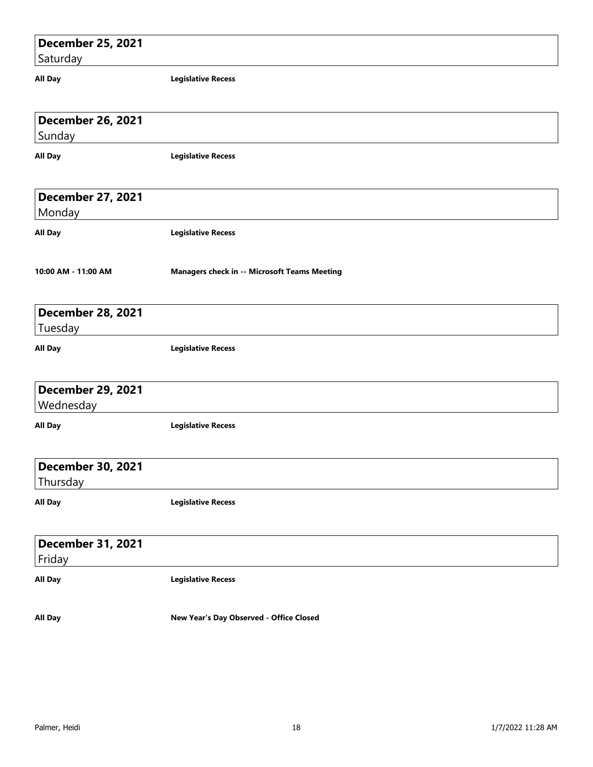## December 25, 2021
Saturday

**All Day** — **Legislative Recess**

## December 26, 2021
Sunday

**All Day** — **Legislative Recess**

## December 27, 2021
Monday

**All Day** — **Legislative Recess**

**10:00 AM - 11:00 AM** — **Managers check in -- Microsoft Teams Meeting**

## December 28, 2021
Tuesday

**All Day** — **Legislative Recess**

## December 29, 2021
Wednesday

**All Day** — **Legislative Recess**

## December 30, 2021
Thursday

**All Day** — **Legislative Recess**

## December 31, 2021
Friday

**All Day** — **Legislative Recess**

**All Day** — **New Year's Day Observed - Office Closed**